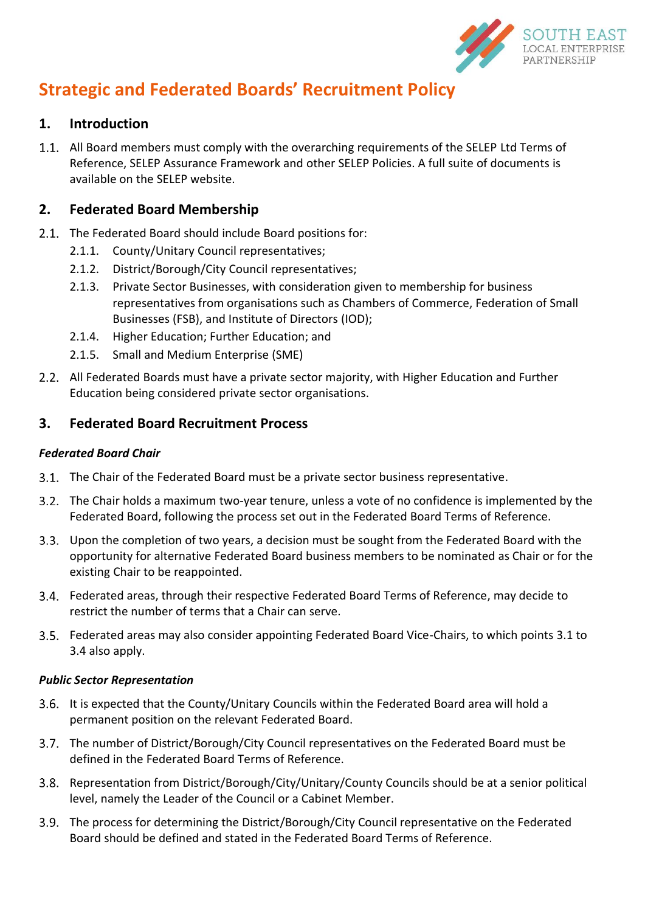# Strategic and Federated Boards' Recruitment Policy

## 1. Introduction

1.1. All Board members must comply with the overarching requirements of the SELEP Ltd Terms of Reference, SELEP Assurance Framework and other SELEP Policies. A full suite of documents is available on the SELEP website.

## 2. Federated Board Membership

2.1. The Federated Board should include Board positions for:

- 2.1.1. County/Unitary Council representatives;
- 2.1.2. District/Borough/City Council representatives;
- 2.1.3. Private Sector Businesses, with consideration given to membership for business representatives from organisations such as Chambers of Commerce, Federation of Small Businesses (FSB), and Institute of Directors (IOD);
- 2.1.4. Higher Education; Further Education; and
- 2.1.5. Small and Medium Enterprise (SME)

2.2. All Federated Boards must have a private sector majority, with Higher Education and Further Education being considered private sector organisations.

## 3. Federated Board Recruitment Process

***Federated Board Chair***

3.1. The Chair of the Federated Board must be a private sector business representative.

3.2. The Chair holds a maximum two-year tenure, unless a vote of no confidence is implemented by the Federated Board, following the process set out in the Federated Board Terms of Reference.

3.3. Upon the completion of two years, a decision must be sought from the Federated Board with the opportunity for alternative Federated Board business members to be nominated as Chair or for the existing Chair to be reappointed.

3.4. Federated areas, through their respective Federated Board Terms of Reference, may decide to restrict the number of terms that a Chair can serve.

3.5. Federated areas may also consider appointing Federated Board Vice-Chairs, to which points 3.1 to 3.4 also apply.

***Public Sector Representation***

3.6. It is expected that the County/Unitary Councils within the Federated Board area will hold a permanent position on the relevant Federated Board.

3.7. The number of District/Borough/City Council representatives on the Federated Board must be defined in the Federated Board Terms of Reference.

3.8. Representation from District/Borough/City/Unitary/County Councils should be at a senior political level, namely the Leader of the Council or a Cabinet Member.

3.9. The process for determining the District/Borough/City Council representative on the Federated Board should be defined and stated in the Federated Board Terms of Reference.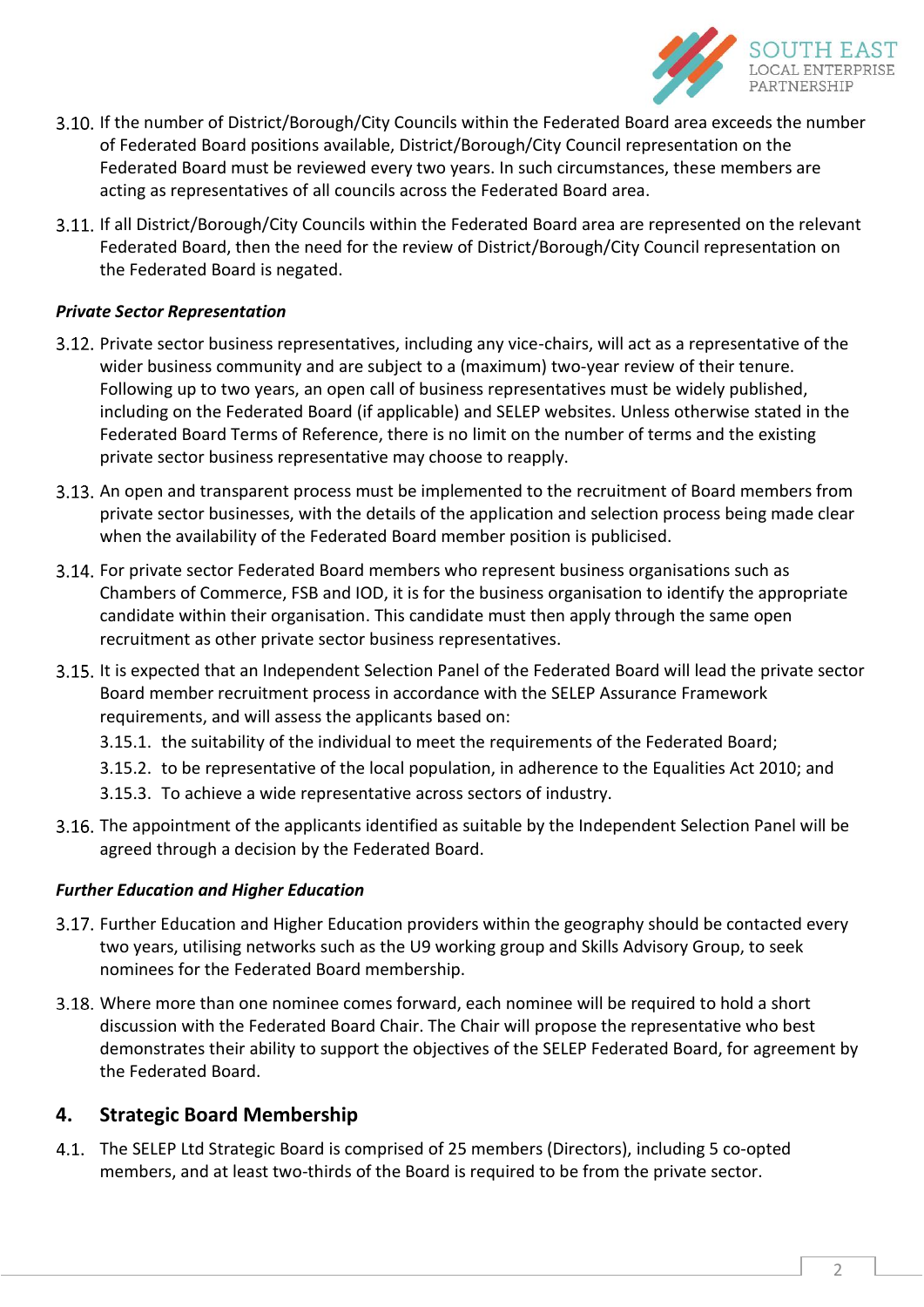3.10. If the number of District/Borough/City Councils within the Federated Board area exceeds the number of Federated Board positions available, District/Borough/City Council representation on the Federated Board must be reviewed every two years. In such circumstances, these members are acting as representatives of all councils across the Federated Board area.

3.11. If all District/Borough/City Councils within the Federated Board area are represented on the relevant Federated Board, then the need for the review of District/Borough/City Council representation on the Federated Board is negated.

***Private Sector Representation***

3.12. Private sector business representatives, including any vice-chairs, will act as a representative of the wider business community and are subject to a (maximum) two-year review of their tenure. Following up to two years, an open call of business representatives must be widely published, including on the Federated Board (if applicable) and SELEP websites. Unless otherwise stated in the Federated Board Terms of Reference, there is no limit on the number of terms and the existing private sector business representative may choose to reapply.

3.13. An open and transparent process must be implemented to the recruitment of Board members from private sector businesses, with the details of the application and selection process being made clear when the availability of the Federated Board member position is publicised.

3.14. For private sector Federated Board members who represent business organisations such as Chambers of Commerce, FSB and IOD, it is for the business organisation to identify the appropriate candidate within their organisation. This candidate must then apply through the same open recruitment as other private sector business representatives.

3.15. It is expected that an Independent Selection Panel of the Federated Board will lead the private sector Board member recruitment process in accordance with the SELEP Assurance Framework requirements, and will assess the applicants based on:

- 3.15.1. the suitability of the individual to meet the requirements of the Federated Board;
- 3.15.2. to be representative of the local population, in adherence to the Equalities Act 2010; and
- 3.15.3. To achieve a wide representative across sectors of industry.

3.16. The appointment of the applicants identified as suitable by the Independent Selection Panel will be agreed through a decision by the Federated Board.

***Further Education and Higher Education***

3.17. Further Education and Higher Education providers within the geography should be contacted every two years, utilising networks such as the U9 working group and Skills Advisory Group, to seek nominees for the Federated Board membership.

3.18. Where more than one nominee comes forward, each nominee will be required to hold a short discussion with the Federated Board Chair. The Chair will propose the representative who best demonstrates their ability to support the objectives of the SELEP Federated Board, for agreement by the Federated Board.

## 4. Strategic Board Membership

4.1. The SELEP Ltd Strategic Board is comprised of 25 members (Directors), including 5 co-opted members, and at least two-thirds of the Board is required to be from the private sector.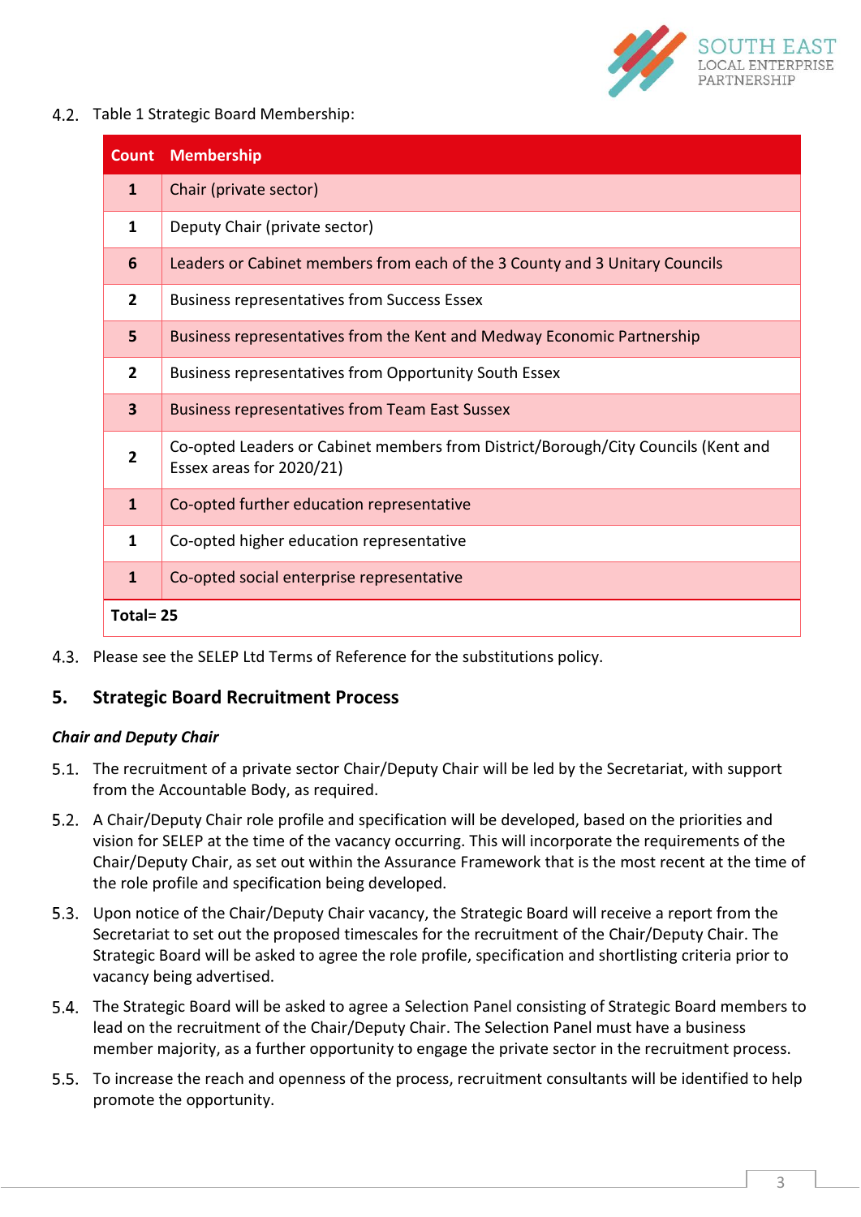4.2. Table 1 Strategic Board Membership:

| Count | Membership |
|---|---|
| **1** | Chair (private sector) |
| **1** | Deputy Chair (private sector) |
| **6** | Leaders or Cabinet members from each of the 3 County and 3 Unitary Councils |
| **2** | Business representatives from Success Essex |
| **5** | Business representatives from the Kent and Medway Economic Partnership |
| **2** | Business representatives from Opportunity South Essex |
| **3** | Business representatives from Team East Sussex |
| **2** | Co-opted Leaders or Cabinet members from District/Borough/City Councils (Kent and Essex areas for 2020/21) |
| **1** | Co-opted further education representative |
| **1** | Co-opted higher education representative |
| **1** | Co-opted social enterprise representative |
| **Total= 25** | |

4.3. Please see the SELEP Ltd Terms of Reference for the substitutions policy.

## 5. Strategic Board Recruitment Process

***Chair and Deputy Chair***

5.1. The recruitment of a private sector Chair/Deputy Chair will be led by the Secretariat, with support from the Accountable Body, as required.

5.2. A Chair/Deputy Chair role profile and specification will be developed, based on the priorities and vision for SELEP at the time of the vacancy occurring. This will incorporate the requirements of the Chair/Deputy Chair, as set out within the Assurance Framework that is the most recent at the time of the role profile and specification being developed.

5.3. Upon notice of the Chair/Deputy Chair vacancy, the Strategic Board will receive a report from the Secretariat to set out the proposed timescales for the recruitment of the Chair/Deputy Chair. The Strategic Board will be asked to agree the role profile, specification and shortlisting criteria prior to vacancy being advertised.

5.4. The Strategic Board will be asked to agree a Selection Panel consisting of Strategic Board members to lead on the recruitment of the Chair/Deputy Chair. The Selection Panel must have a business member majority, as a further opportunity to engage the private sector in the recruitment process.

5.5. To increase the reach and openness of the process, recruitment consultants will be identified to help promote the opportunity.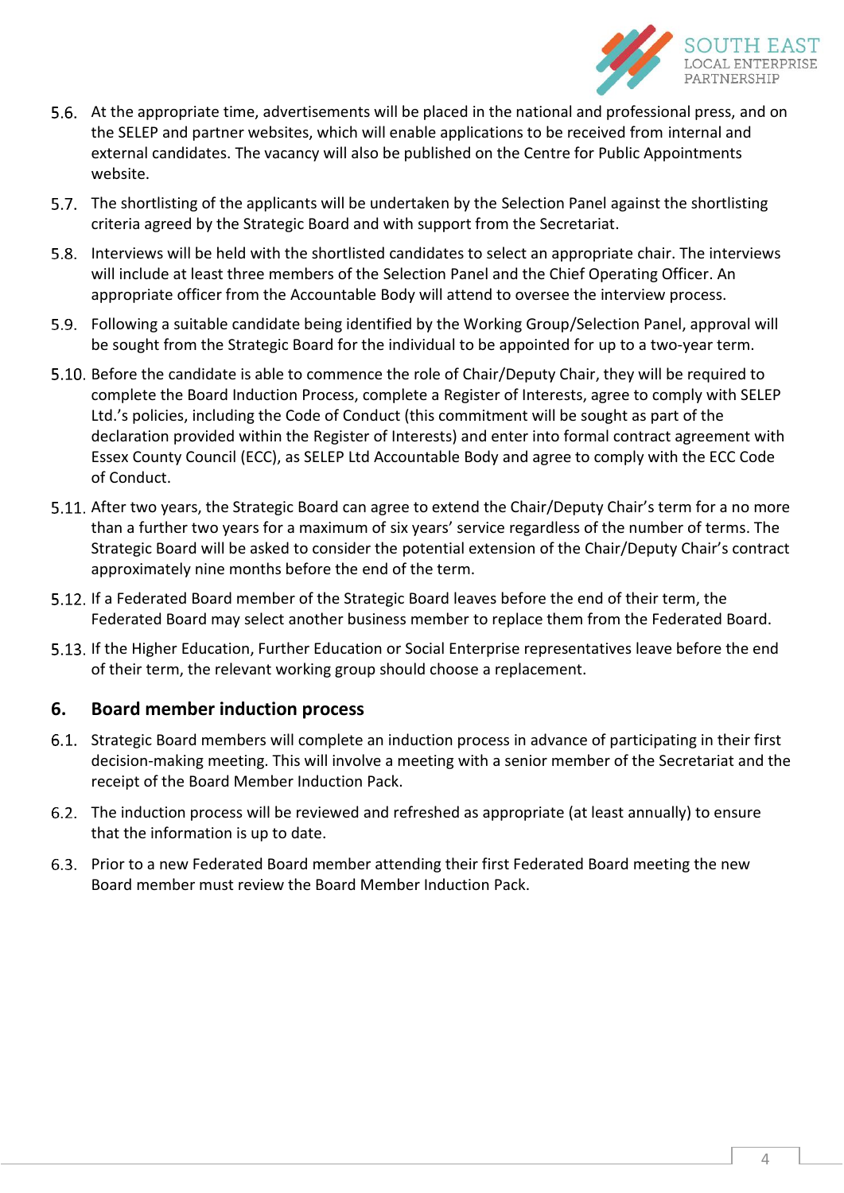5.6. At the appropriate time, advertisements will be placed in the national and professional press, and on the SELEP and partner websites, which will enable applications to be received from internal and external candidates. The vacancy will also be published on the Centre for Public Appointments website.

5.7. The shortlisting of the applicants will be undertaken by the Selection Panel against the shortlisting criteria agreed by the Strategic Board and with support from the Secretariat.

5.8. Interviews will be held with the shortlisted candidates to select an appropriate chair. The interviews will include at least three members of the Selection Panel and the Chief Operating Officer. An appropriate officer from the Accountable Body will attend to oversee the interview process.

5.9. Following a suitable candidate being identified by the Working Group/Selection Panel, approval will be sought from the Strategic Board for the individual to be appointed for up to a two-year term.

5.10. Before the candidate is able to commence the role of Chair/Deputy Chair, they will be required to complete the Board Induction Process, complete a Register of Interests, agree to comply with SELEP Ltd.'s policies, including the Code of Conduct (this commitment will be sought as part of the declaration provided within the Register of Interests) and enter into formal contract agreement with Essex County Council (ECC), as SELEP Ltd Accountable Body and agree to comply with the ECC Code of Conduct.

5.11. After two years, the Strategic Board can agree to extend the Chair/Deputy Chair's term for a no more than a further two years for a maximum of six years' service regardless of the number of terms. The Strategic Board will be asked to consider the potential extension of the Chair/Deputy Chair's contract approximately nine months before the end of the term.

5.12. If a Federated Board member of the Strategic Board leaves before the end of their term, the Federated Board may select another business member to replace them from the Federated Board.

5.13. If the Higher Education, Further Education or Social Enterprise representatives leave before the end of their term, the relevant working group should choose a replacement.

## 6. Board member induction process

6.1. Strategic Board members will complete an induction process in advance of participating in their first decision-making meeting. This will involve a meeting with a senior member of the Secretariat and the receipt of the Board Member Induction Pack.

6.2. The induction process will be reviewed and refreshed as appropriate (at least annually) to ensure that the information is up to date.

6.3. Prior to a new Federated Board member attending their first Federated Board meeting the new Board member must review the Board Member Induction Pack.